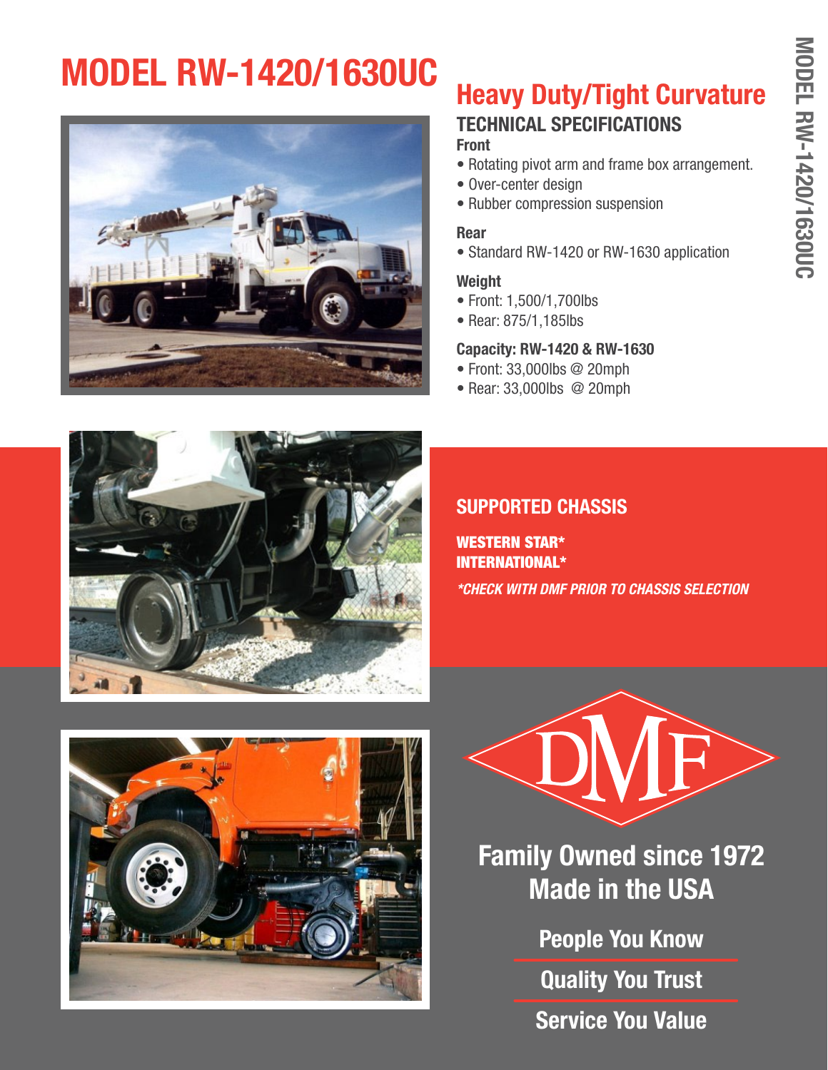# MODEL RW-1420/1630UC

## Heavy Duty/Tight Curvature

### TECHNICAL SPECIFICATIONS

**Front**

- Rotating pivot arm and frame box arrangement.
- Over-center design
- Rubber compression suspension

**Rear**

- Standard RW-1420 or RW-1630 application

**Weight**

- Front: 1,500/1,700lbs
- Rear: 875/1,185lbs

**Capacity: RW-1420 & RW-1630**

- Front: 33,000lbs @ 20mph
- Rear: 33,000lbs @ 20mph

### SUPPORTED CHASSIS

**WESTERN STAR***
**INTERNATIONAL***

***CHECK WITH DMF PRIOR TO CHASSIS SELECTION**

DMF

**Family Owned since 1972**
**Made in the USA**

**People You Know**

**Quality You Trust**

**Service You Value**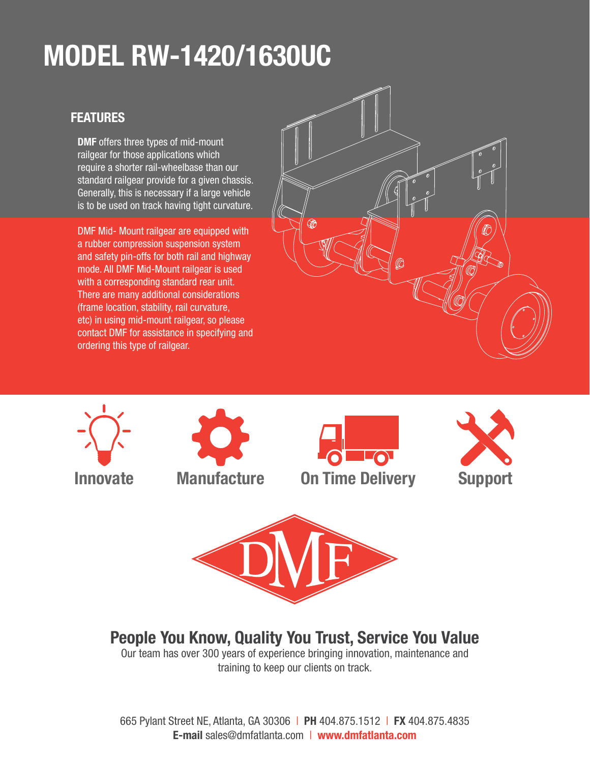# MODEL RW-1420/1630UC

## FEATURES

**DMF** offers three types of mid-mount railgear for those applications which require a shorter rail-wheelbase than our standard railgear provide for a given chassis. Generally, this is necessary if a large vehicle is to be used on track having tight curvature.

DMF Mid- Mount railgear are equipped with a rubber compression suspension system and safety pin-offs for both rail and highway mode. All DMF Mid-Mount railgear is used with a corresponding standard rear unit. There are many additional considerations (frame location, stability, rail curvature, etc) in using mid-mount railgear, so please contact DMF for assistance in specifying and ordering this type of railgear.

Innovate

Manufacture

On Time Delivery

Support

DMF

## People You Know, Quality You Trust, Service You Value

Our team has over 300 years of experience bringing innovation, maintenance and training to keep our clients on track.

665 Pylant Street NE, Atlanta, GA 30306 | **PH** 404.875.1512 | **FX** 404.875.4835
**E-mail** sales@dmfatlanta.com | **www.dmfatlanta.com**